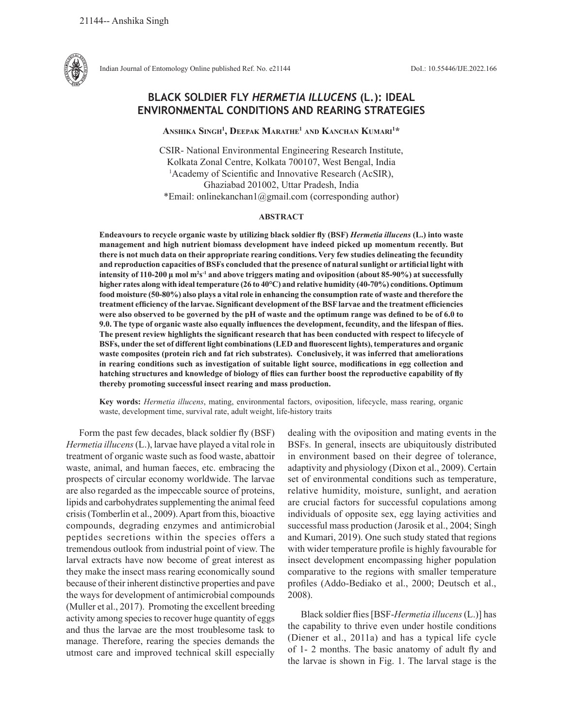21144-- Anshika Singh

Indian Journal of Entomology Online published Ref. No. e21144

DoI.: 10.55446/IJE.2022.166

# BLACK SOLDIER FLY *HERMETIA ILLUCENS* (L.): IDEAL ENVIRONMENTAL CONDITIONS AND REARING STRATEGIES

**Anshika Singh[1], Deepak Marathe[1] and Kanchan Kumari[1]***

CSIR- National Environmental Engineering Research Institute,
Kolkata Zonal Centre, Kolkata 700107, West Bengal, India
[1]Academy of Scientific and Innovative Research (AcSIR),
Ghaziabad 201002, Uttar Pradesh, India
*Email: onlinekanchan1@gmail.com (corresponding author)

## ABSTRACT

**Endeavours to recycle organic waste by utilizing black soldier fly (BSF) *Hermetia illucens* (L.) into waste management and high nutrient biomass development have indeed picked up momentum recently. But there is not much data on their appropriate rearing conditions. Very few studies delineating the fecundity and reproduction capacities of BSFs concluded that the presence of natural sunlight or artificial light with intensity of 110-200 µ mol m$^2$s$^{-1}$ and above triggers mating and oviposition (about 85-90%) at successfully higher rates along with ideal temperature (26 to 40°C) and relative humidity (40-70%) conditions. Optimum food moisture (50-80%) also plays a vital role in enhancing the consumption rate of waste and therefore the treatment efficiency of the larvae. Significant development of the BSF larvae and the treatment efficiencies were also observed to be governed by the pH of waste and the optimum range was defined to be of 6.0 to 9.0. The type of organic waste also equally influences the development, fecundity, and the lifespan of flies. The present review highlights the significant research that has been conducted with respect to lifecycle of BSFs, under the set of different light combinations (LED and fluorescent lights), temperatures and organic waste composites (protein rich and fat rich substrates). Conclusively, it was inferred that ameliorations in rearing conditions such as investigation of suitable light source, modifications in egg collection and hatching structures and knowledge of biology of flies can further boost the reproductive capability of fly thereby promoting successful insect rearing and mass production.**

**Key words:** *Hermetia illucens*, mating, environmental factors, oviposition, lifecycle, mass rearing, organic waste, development time, survival rate, adult weight, life-history traits

Form the past few decades, black soldier fly (BSF) *Hermetia illucens* (L.), larvae have played a vital role in treatment of organic waste such as food waste, abattoir waste, animal, and human faeces, etc. embracing the prospects of circular economy worldwide. The larvae are also regarded as the impeccable source of proteins, lipids and carbohydrates supplementing the animal feed crisis (Tomberlin et al., 2009). Apart from this, bioactive compounds, degrading enzymes and antimicrobial peptides secretions within the species offers a tremendous outlook from industrial point of view. The larval extracts have now become of great interest as they make the insect mass rearing economically sound because of their inherent distinctive properties and pave the ways for development of antimicrobial compounds (Muller et al., 2017). Promoting the excellent breeding activity among species to recover huge quantity of eggs and thus the larvae are the most troublesome task to manage. Therefore, rearing the species demands the utmost care and improved technical skill especially dealing with the oviposition and mating events in the BSFs. In general, insects are ubiquitously distributed in environment based on their degree of tolerance, adaptivity and physiology (Dixon et al., 2009). Certain set of environmental conditions such as temperature, relative humidity, moisture, sunlight, and aeration are crucial factors for successful copulations among individuals of opposite sex, egg laying activities and successful mass production (Jarosik et al., 2004; Singh and Kumari, 2019). One such study stated that regions with wider temperature profile is highly favourable for insect development encompassing higher population comparative to the regions with smaller temperature profiles (Addo-Bediako et al., 2000; Deutsch et al., 2008).

Black soldier flies [BSF-*Hermetia illucens* (L.)] has the capability to thrive even under hostile conditions (Diener et al., 2011a) and has a typical life cycle of 1- 2 months. The basic anatomy of adult fly and the larvae is shown in Fig. 1. The larval stage is the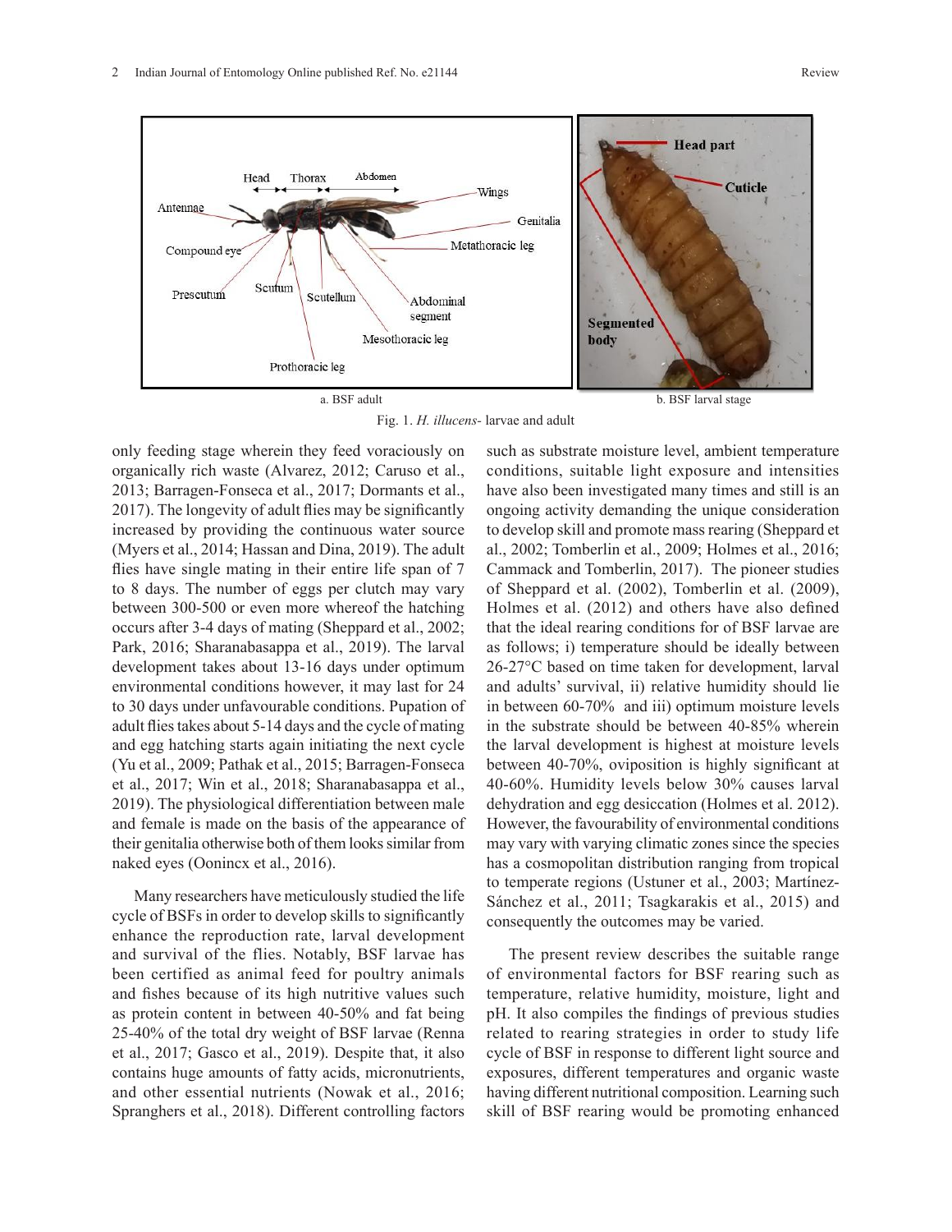Head Thorax Abdomen

Antennae

Wings

Genitalia

Compound eye

Metathoracic leg

Prescutum

Scutum

Scutellum

Abdominal segment

Mesothoracic leg

Prothoracic leg

a. BSF adult

Head part

Cuticle

Segmented body

b. BSF larval stage

Fig. 1. *H. illucens*- larvae and adult

only feeding stage wherein they feed voraciously on organically rich waste (Alvarez, 2012; Caruso et al., 2013; Barragen-Fonseca et al., 2017; Dormants et al., 2017). The longevity of adult flies may be significantly increased by providing the continuous water source (Myers et al., 2014; Hassan and Dina, 2019). The adult flies have single mating in their entire life span of 7 to 8 days. The number of eggs per clutch may vary between 300-500 or even more whereof the hatching occurs after 3-4 days of mating (Sheppard et al., 2002; Park, 2016; Sharanabasappa et al., 2019). The larval development takes about 13-16 days under optimum environmental conditions however, it may last for 24 to 30 days under unfavourable conditions. Pupation of adult flies takes about 5-14 days and the cycle of mating and egg hatching starts again initiating the next cycle (Yu et al., 2009; Pathak et al., 2015; Barragen-Fonseca et al., 2017; Win et al., 2018; Sharanabasappa et al., 2019). The physiological differentiation between male and female is made on the basis of the appearance of their genitalia otherwise both of them looks similar from naked eyes (Oonincx et al., 2016).

Many researchers have meticulously studied the life cycle of BSFs in order to develop skills to significantly enhance the reproduction rate, larval development and survival of the flies. Notably, BSF larvae has been certified as animal feed for poultry animals and fishes because of its high nutritive values such as protein content in between 40-50% and fat being 25-40% of the total dry weight of BSF larvae (Renna et al., 2017; Gasco et al., 2019). Despite that, it also contains huge amounts of fatty acids, micronutrients, and other essential nutrients (Nowak et al., 2016; Spranghers et al., 2018). Different controlling factors such as substrate moisture level, ambient temperature conditions, suitable light exposure and intensities have also been investigated many times and still is an ongoing activity demanding the unique consideration to develop skill and promote mass rearing (Sheppard et al., 2002; Tomberlin et al., 2009; Holmes et al., 2016; Cammack and Tomberlin, 2017). The pioneer studies of Sheppard et al. (2002), Tomberlin et al. (2009), Holmes et al. (2012) and others have also defined that the ideal rearing conditions for of BSF larvae are as follows; i) temperature should be ideally between 26-27°C based on time taken for development, larval and adults' survival, ii) relative humidity should lie in between 60-70% and iii) optimum moisture levels in the substrate should be between 40-85% wherein the larval development is highest at moisture levels between 40-70%, oviposition is highly significant at 40-60%. Humidity levels below 30% causes larval dehydration and egg desiccation (Holmes et al. 2012). However, the favourability of environmental conditions may vary with varying climatic zones since the species has a cosmopolitan distribution ranging from tropical to temperate regions (Ustuner et al., 2003; Martínez-Sánchez et al., 2011; Tsagkarakis et al., 2015) and consequently the outcomes may be varied.

The present review describes the suitable range of environmental factors for BSF rearing such as temperature, relative humidity, moisture, light and pH. It also compiles the findings of previous studies related to rearing strategies in order to study life cycle of BSF in response to different light source and exposures, different temperatures and organic waste having different nutritional composition. Learning such skill of BSF rearing would be promoting enhanced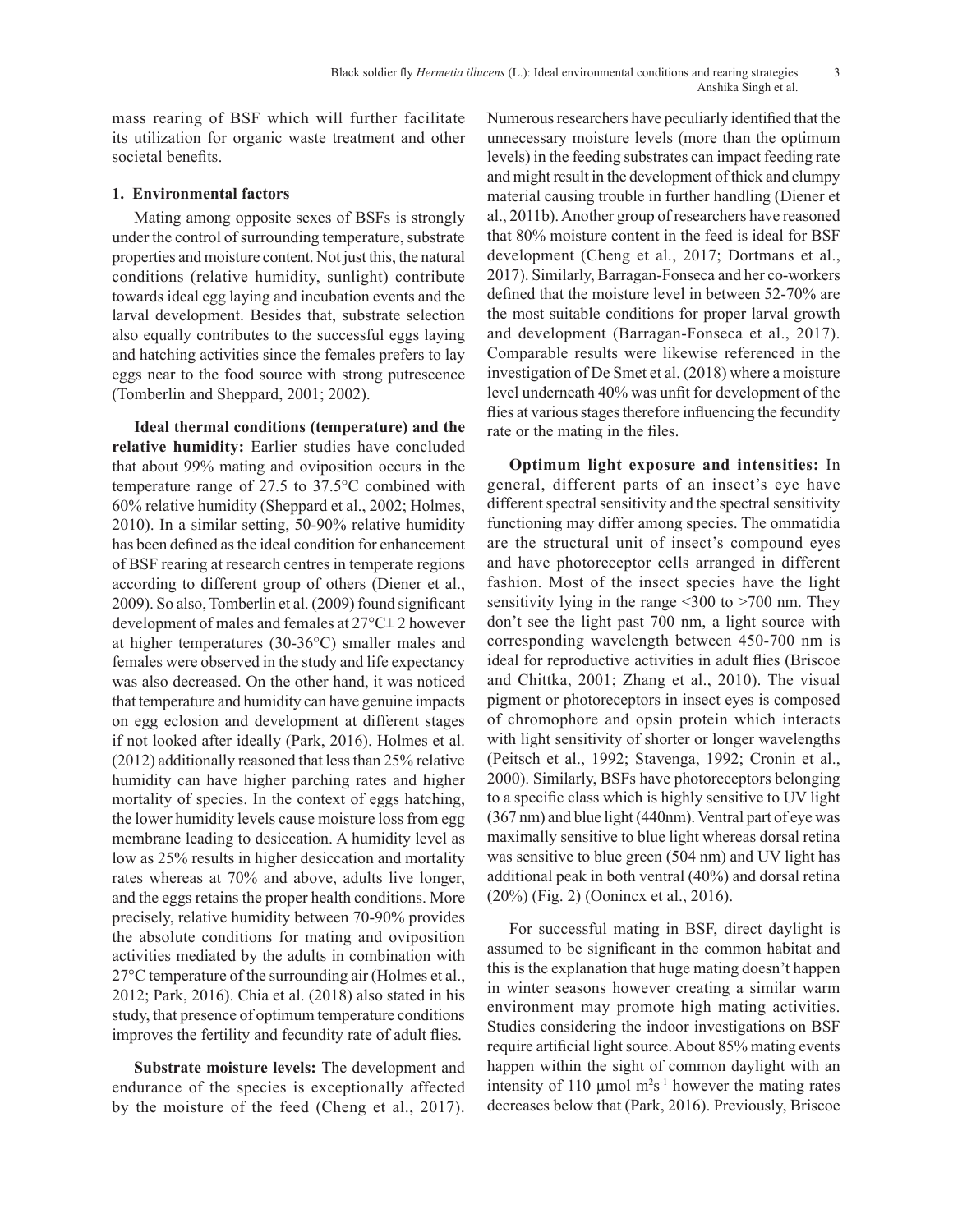mass rearing of BSF which will further facilitate its utilization for organic waste treatment and other societal benefits.

## 1. Environmental factors

Mating among opposite sexes of BSFs is strongly under the control of surrounding temperature, substrate properties and moisture content. Not just this, the natural conditions (relative humidity, sunlight) contribute towards ideal egg laying and incubation events and the larval development. Besides that, substrate selection also equally contributes to the successful eggs laying and hatching activities since the females prefers to lay eggs near to the food source with strong putrescence (Tomberlin and Sheppard, 2001; 2002).

**Ideal thermal conditions (temperature) and the relative humidity:** Earlier studies have concluded that about 99% mating and oviposition occurs in the temperature range of 27.5 to 37.5°C combined with 60% relative humidity (Sheppard et al., 2002; Holmes, 2010). In a similar setting, 50-90% relative humidity has been defined as the ideal condition for enhancement of BSF rearing at research centres in temperate regions according to different group of others (Diener et al., 2009). So also, Tomberlin et al. (2009) found significant development of males and females at 27°C± 2 however at higher temperatures (30-36°C) smaller males and females were observed in the study and life expectancy was also decreased. On the other hand, it was noticed that temperature and humidity can have genuine impacts on egg eclosion and development at different stages if not looked after ideally (Park, 2016). Holmes et al. (2012) additionally reasoned that less than 25% relative humidity can have higher parching rates and higher mortality of species. In the context of eggs hatching, the lower humidity levels cause moisture loss from egg membrane leading to desiccation. A humidity level as low as 25% results in higher desiccation and mortality rates whereas at 70% and above, adults live longer, and the eggs retains the proper health conditions. More precisely, relative humidity between 70-90% provides the absolute conditions for mating and oviposition activities mediated by the adults in combination with 27°C temperature of the surrounding air (Holmes et al., 2012; Park, 2016). Chia et al. (2018) also stated in his study, that presence of optimum temperature conditions improves the fertility and fecundity rate of adult flies.

**Substrate moisture levels:** The development and endurance of the species is exceptionally affected by the moisture of the feed (Cheng et al., 2017). Numerous researchers have peculiarly identified that the unnecessary moisture levels (more than the optimum levels) in the feeding substrates can impact feeding rate and might result in the development of thick and clumpy material causing trouble in further handling (Diener et al., 2011b). Another group of researchers have reasoned that 80% moisture content in the feed is ideal for BSF development (Cheng et al., 2017; Dortmans et al., 2017). Similarly, Barragan-Fonseca and her co-workers defined that the moisture level in between 52-70% are the most suitable conditions for proper larval growth and development (Barragan-Fonseca et al., 2017). Comparable results were likewise referenced in the investigation of De Smet et al. (2018) where a moisture level underneath 40% was unfit for development of the flies at various stages therefore influencing the fecundity rate or the mating in the files.

**Optimum light exposure and intensities:** In general, different parts of an insect's eye have different spectral sensitivity and the spectral sensitivity functioning may differ among species. The ommatidia are the structural unit of insect's compound eyes and have photoreceptor cells arranged in different fashion. Most of the insect species have the light sensitivity lying in the range <300 to >700 nm. They don't see the light past 700 nm, a light source with corresponding wavelength between 450-700 nm is ideal for reproductive activities in adult flies (Briscoe and Chittka, 2001; Zhang et al., 2010). The visual pigment or photoreceptors in insect eyes is composed of chromophore and opsin protein which interacts with light sensitivity of shorter or longer wavelengths (Peitsch et al., 1992; Stavenga, 1992; Cronin et al., 2000). Similarly, BSFs have photoreceptors belonging to a specific class which is highly sensitive to UV light (367 nm) and blue light (440nm). Ventral part of eye was maximally sensitive to blue light whereas dorsal retina was sensitive to blue green (504 nm) and UV light has additional peak in both ventral (40%) and dorsal retina (20%) (Fig. 2) (Oonincx et al., 2016).

For successful mating in BSF, direct daylight is assumed to be significant in the common habitat and this is the explanation that huge mating doesn't happen in winter seasons however creating a similar warm environment may promote high mating activities. Studies considering the indoor investigations on BSF require artificial light source. About 85% mating events happen within the sight of common daylight with an intensity of 110 µmol $m^2s^{-1}$ however the mating rates decreases below that (Park, 2016). Previously, Briscoe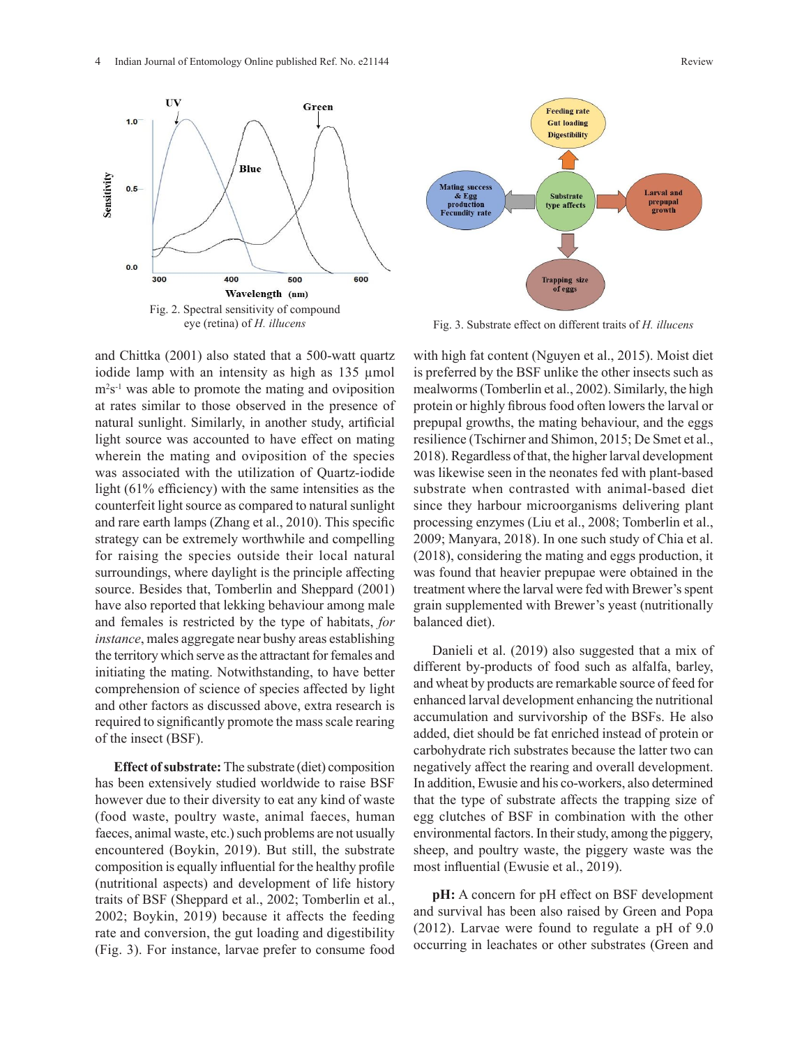UV

Green

Blue

1.0

0.5

0.0

Sensitivity

300

400

500

600

Wavelength (nm)

Fig. 2. Spectral sensitivity of compound eye (retina) of *H. illucens*

Feeding rate
Gut loading
Digestibility

Mating success & Egg production Fecundity rate

Substrate type affects

Larval and prepupal growth

Trapping size of eggs

Fig. 3. Substrate effect on different traits of *H. illucens*

and Chittka (2001) also stated that a 500-watt quartz iodide lamp with an intensity as high as 135 µmol $m^2s^{-1}$ was able to promote the mating and oviposition at rates similar to those observed in the presence of natural sunlight. Similarly, in another study, artificial light source was accounted to have effect on mating wherein the mating and oviposition of the species was associated with the utilization of Quartz-iodide light (61% efficiency) with the same intensities as the counterfeit light source as compared to natural sunlight and rare earth lamps (Zhang et al., 2010). This specific strategy can be extremely worthwhile and compelling for raising the species outside their local natural surroundings, where daylight is the principle affecting source. Besides that, Tomberlin and Sheppard (2001) have also reported that lekking behaviour among male and females is restricted by the type of habitats, *for instance*, males aggregate near bushy areas establishing the territory which serve as the attractant for females and initiating the mating. Notwithstanding, to have better comprehension of science of species affected by light and other factors as discussed above, extra research is required to significantly promote the mass scale rearing of the insect (BSF).

**Effect of substrate:** The substrate (diet) composition has been extensively studied worldwide to raise BSF however due to their diversity to eat any kind of waste (food waste, poultry waste, animal faeces, human faeces, animal waste, etc.) such problems are not usually encountered (Boykin, 2019). But still, the substrate composition is equally influential for the healthy profile (nutritional aspects) and development of life history traits of BSF (Sheppard et al., 2002; Tomberlin et al., 2002; Boykin, 2019) because it affects the feeding rate and conversion, the gut loading and digestibility (Fig. 3). For instance, larvae prefer to consume food with high fat content (Nguyen et al., 2015). Moist diet is preferred by the BSF unlike the other insects such as mealworms (Tomberlin et al., 2002). Similarly, the high protein or highly fibrous food often lowers the larval or prepupal growths, the mating behaviour, and the eggs resilience (Tschirner and Shimon, 2015; De Smet et al., 2018). Regardless of that, the higher larval development was likewise seen in the neonates fed with plant-based substrate when contrasted with animal-based diet since they harbour microorganisms delivering plant processing enzymes (Liu et al., 2008; Tomberlin et al., 2009; Manyara, 2018). In one such study of Chia et al. (2018), considering the mating and eggs production, it was found that heavier prepupae were obtained in the treatment where the larval were fed with Brewer's spent grain supplemented with Brewer's yeast (nutritionally balanced diet).

Danieli et al. (2019) also suggested that a mix of different by-products of food such as alfalfa, barley, and wheat by products are remarkable source of feed for enhanced larval development enhancing the nutritional accumulation and survivorship of the BSFs. He also added, diet should be fat enriched instead of protein or carbohydrate rich substrates because the latter two can negatively affect the rearing and overall development. In addition, Ewusie and his co-workers, also determined that the type of substrate affects the trapping size of egg clutches of BSF in combination with the other environmental factors. In their study, among the piggery, sheep, and poultry waste, the piggery waste was the most influential (Ewusie et al., 2019).

**pH:** A concern for pH effect on BSF development and survival has been also raised by Green and Popa (2012). Larvae were found to regulate a pH of 9.0 occurring in leachates or other substrates (Green and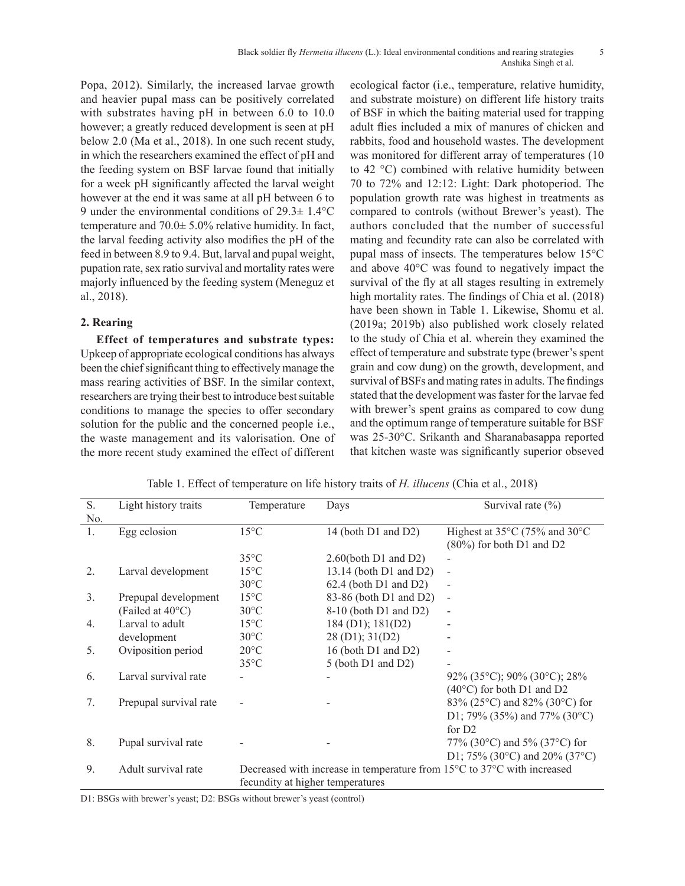Popa, 2012). Similarly, the increased larvae growth and heavier pupal mass can be positively correlated with substrates having pH in between 6.0 to 10.0 however; a greatly reduced development is seen at pH below 2.0 (Ma et al., 2018). In one such recent study, in which the researchers examined the effect of pH and the feeding system on BSF larvae found that initially for a week pH significantly affected the larval weight however at the end it was same at all pH between 6 to 9 under the environmental conditions of 29.3± 1.4°C temperature and 70.0± 5.0% relative humidity. In fact, the larval feeding activity also modifies the pH of the feed in between 8.9 to 9.4. But, larval and pupal weight, pupation rate, sex ratio survival and mortality rates were majorly influenced by the feeding system (Meneguz et al., 2018).

## 2. Rearing

**Effect of temperatures and substrate types:** Upkeep of appropriate ecological conditions has always been the chief significant thing to effectively manage the mass rearing activities of BSF. In the similar context, researchers are trying their best to introduce best suitable conditions to manage the species to offer secondary solution for the public and the concerned people i.e., the waste management and its valorisation. One of the more recent study examined the effect of different ecological factor (i.e., temperature, relative humidity, and substrate moisture) on different life history traits of BSF in which the baiting material used for trapping adult flies included a mix of manures of chicken and rabbits, food and household wastes. The development was monitored for different array of temperatures (10 to 42 °C) combined with relative humidity between 70 to 72% and 12:12: Light: Dark photoperiod. The population growth rate was highest in treatments as compared to controls (without Brewer's yeast). The authors concluded that the number of successful mating and fecundity rate can also be correlated with pupal mass of insects. The temperatures below 15°C and above 40°C was found to negatively impact the survival of the fly at all stages resulting in extremely high mortality rates. The findings of Chia et al. (2018) have been shown in Table 1. Likewise, Shomu et al. (2019a; 2019b) also published work closely related to the study of Chia et al. wherein they examined the effect of temperature and substrate type (brewer's spent grain and cow dung) on the growth, development, and survival of BSFs and mating rates in adults. The findings stated that the development was faster for the larvae fed with brewer's spent grains as compared to cow dung and the optimum range of temperature suitable for BSF was 25-30°C. Srikanth and Sharanabasappa reported that kitchen waste was significantly superior obseved

Table 1. Effect of temperature on life history traits of *H. illucens* (Chia et al., 2018)

| S. No. | Light history traits | Temperature | Days | Survival rate (%) |
|---|---|---|---|---|
| 1. | Egg eclosion | 15°C | 14 (both D1 and D2) | Highest at 35°C (75% and 30°C (80%) for both D1 and D2 |
| | | 35°C | 2.60(both D1 and D2) | - |
| 2. | Larval development | 15°C | 13.14 (both D1 and D2) | - |
| | | 30°C | 62.4 (both D1 and D2) | - |
| 3. | Prepupal development (Failed at 40°C) | 15°C | 83-86 (both D1 and D2) | - |
| | | 30°C | 8-10 (both D1 and D2) | - |
| 4. | Larval to adult development | 15°C | 184 (D1); 181(D2) | - |
| | | 30°C | 28 (D1); 31(D2) | - |
| 5. | Oviposition period | 20°C | 16 (both D1 and D2) | - |
| | | 35°C | 5 (both D1 and D2) | - |
| 6. | Larval survival rate | - | - | 92% (35°C); 90% (30°C); 28% (40°C) for both D1 and D2 |
| 7. | Prepupal survival rate | - | - | 83% (25°C) and 82% (30°C) for D1; 79% (35%) and 77% (30°C) for D2 |
| 8. | Pupal survival rate | - | - | 77% (30°C) and 5% (37°C) for D1; 75% (30°C) and 20% (37°C) |
| 9. | Adult survival rate | Decreased with increase in temperature from 15°C to 37°C with increased fecundity at higher temperatures | | |

D1: BSGs with brewer's yeast; D2: BSGs without brewer's yeast (control)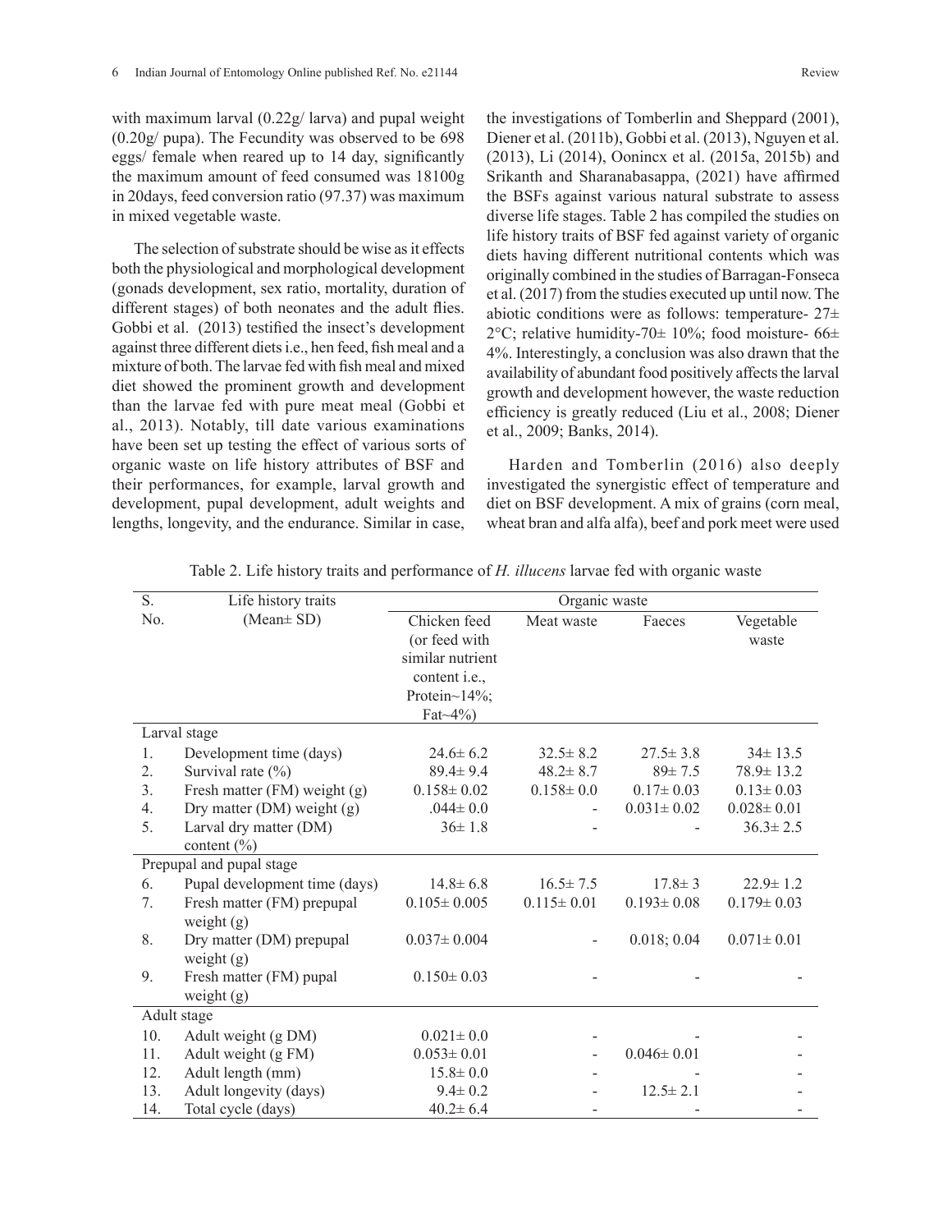with maximum larval (0.22g/ larva) and pupal weight (0.20g/ pupa). The Fecundity was observed to be 698 eggs/ female when reared up to 14 day, significantly the maximum amount of feed consumed was 18100g in 20days, feed conversion ratio (97.37) was maximum in mixed vegetable waste.

The selection of substrate should be wise as it effects both the physiological and morphological development (gonads development, sex ratio, mortality, duration of different stages) of both neonates and the adult flies. Gobbi et al. (2013) testified the insect's development against three different diets i.e., hen feed, fish meal and a mixture of both. The larvae fed with fish meal and mixed diet showed the prominent growth and development than the larvae fed with pure meat meal (Gobbi et al., 2013). Notably, till date various examinations have been set up testing the effect of various sorts of organic waste on life history attributes of BSF and their performances, for example, larval growth and development, pupal development, adult weights and lengths, longevity, and the endurance. Similar in case, the investigations of Tomberlin and Sheppard (2001), Diener et al. (2011b), Gobbi et al. (2013), Nguyen et al. (2013), Li (2014), Oonincx et al. (2015a, 2015b) and Srikanth and Sharanabasappa, (2021) have affirmed the BSFs against various natural substrate to assess diverse life stages. Table 2 has compiled the studies on life history traits of BSF fed against variety of organic diets having different nutritional contents which was originally combined in the studies of Barragan-Fonseca et al. (2017) from the studies executed up until now. The abiotic conditions were as follows: temperature- 27± 2°C; relative humidity-70± 10%; food moisture- 66± 4%. Interestingly, a conclusion was also drawn that the availability of abundant food positively affects the larval growth and development however, the waste reduction efficiency is greatly reduced (Liu et al., 2008; Diener et al., 2009; Banks, 2014).

Harden and Tomberlin (2016) also deeply investigated the synergistic effect of temperature and diet on BSF development. A mix of grains (corn meal, wheat bran and alfa alfa), beef and pork meet were used

Table 2. Life history traits and performance of *H. illucens* larvae fed with organic waste

| S. No. | Life history traits (Mean± SD) | Organic waste | | | |
|---|---|---|---|---|---|
| | | Chicken feed (or feed with similar nutrient content i.e., Protein~14%; Fat~4%) | Meat waste | Faeces | Vegetable waste |
| Larval stage | | | | | |
| 1. | Development time (days) | 24.6± 6.2 | 32.5± 8.2 | 27.5± 3.8 | 34± 13.5 |
| 2. | Survival rate (%) | 89.4± 9.4 | 48.2± 8.7 | 89± 7.5 | 78.9± 13.2 |
| 3. | Fresh matter (FM) weight (g) | 0.158± 0.02 | 0.158± 0.0 | 0.17± 0.03 | 0.13± 0.03 |
| 4. | Dry matter (DM) weight (g) | .044± 0.0 | - | 0.031± 0.02 | 0.028± 0.01 |
| 5. | Larval dry matter (DM) content (%) | 36± 1.8 | - | - | 36.3± 2.5 |
| Prepupal and pupal stage | | | | | |
| 6. | Pupal development time (days) | 14.8± 6.8 | 16.5± 7.5 | 17.8± 3 | 22.9± 1.2 |
| 7. | Fresh matter (FM) prepupal weight (g) | 0.105± 0.005 | 0.115± 0.01 | 0.193± 0.08 | 0.179± 0.03 |
| 8. | Dry matter (DM) prepupal weight (g) | 0.037± 0.004 | - | 0.018; 0.04 | 0.071± 0.01 |
| 9. | Fresh matter (FM) pupal weight (g) | 0.150± 0.03 | - | - | - |
| Adult stage | | | | | |
| 10. | Adult weight (g DM) | 0.021± 0.0 | - | - | - |
| 11. | Adult weight (g FM) | 0.053± 0.01 | - | 0.046± 0.01 | - |
| 12. | Adult length (mm) | 15.8± 0.0 | - | - | - |
| 13. | Adult longevity (days) | 9.4± 0.2 | - | 12.5± 2.1 | - |
| 14. | Total cycle (days) | 40.2± 6.4 | - | - | - |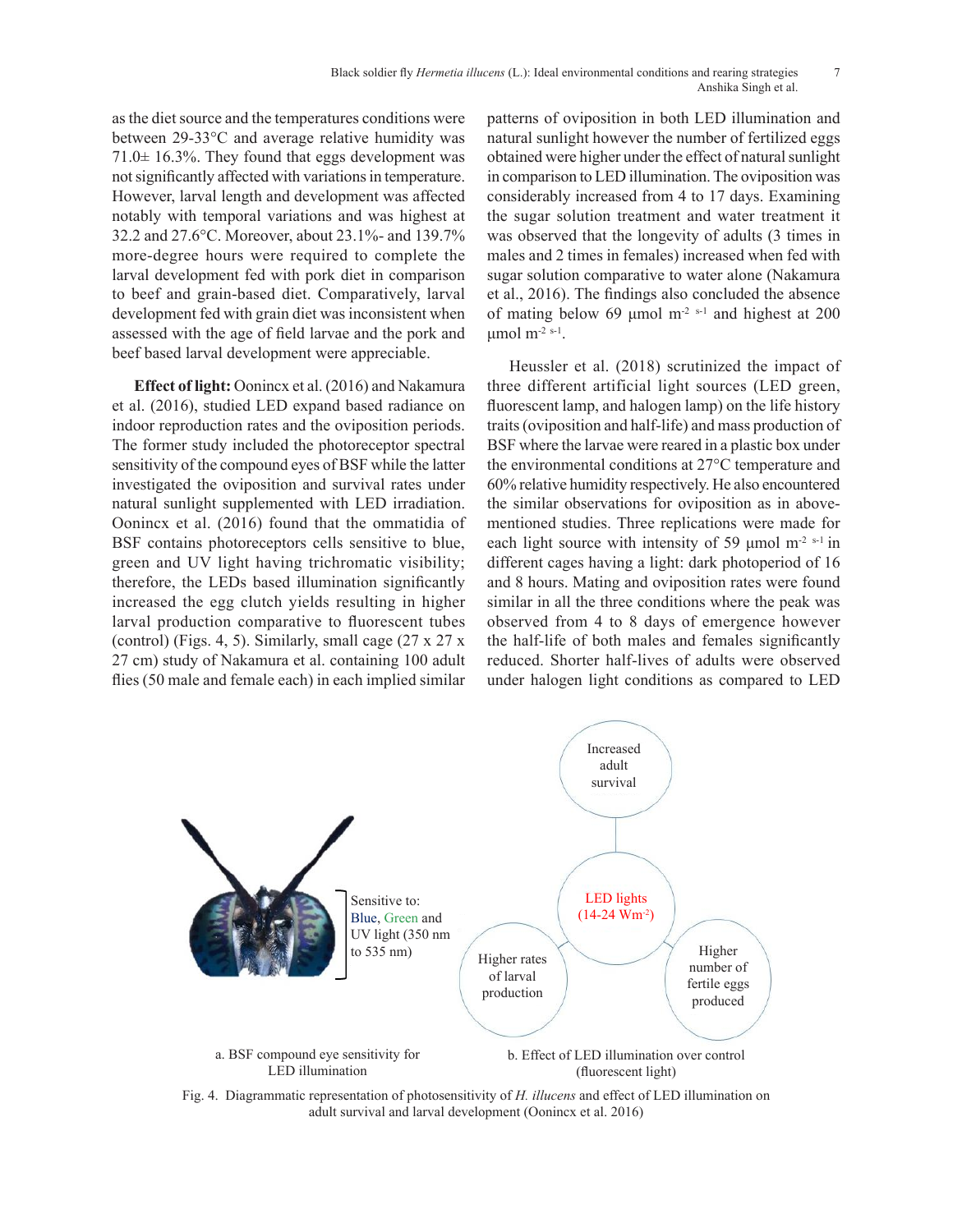as the diet source and the temperatures conditions were between 29-33°C and average relative humidity was 71.0± 16.3%. They found that eggs development was not significantly affected with variations in temperature. However, larval length and development was affected notably with temporal variations and was highest at 32.2 and 27.6°C. Moreover, about 23.1%- and 139.7% more-degree hours were required to complete the larval development fed with pork diet in comparison to beef and grain-based diet. Comparatively, larval development fed with grain diet was inconsistent when assessed with the age of field larvae and the pork and beef based larval development were appreciable.

**Effect of light:** Oonincx et al. (2016) and Nakamura et al. (2016), studied LED expand based radiance on indoor reproduction rates and the oviposition periods. The former study included the photoreceptor spectral sensitivity of the compound eyes of BSF while the latter investigated the oviposition and survival rates under natural sunlight supplemented with LED irradiation. Oonincx et al. (2016) found that the ommatidia of BSF contains photoreceptors cells sensitive to blue, green and UV light having trichromatic visibility; therefore, the LEDs based illumination significantly increased the egg clutch yields resulting in higher larval production comparative to fluorescent tubes (control) (Figs. 4, 5). Similarly, small cage (27 x 27 x 27 cm) study of Nakamura et al. containing 100 adult flies (50 male and female each) in each implied similar patterns of oviposition in both LED illumination and natural sunlight however the number of fertilized eggs obtained were higher under the effect of natural sunlight in comparison to LED illumination. The oviposition was considerably increased from 4 to 17 days. Examining the sugar solution treatment and water treatment it was observed that the longevity of adults (3 times in males and 2 times in females) increased when fed with sugar solution comparative to water alone (Nakamura et al., 2016). The findings also concluded the absence of mating below 69 µmol $m^{-2}$ $s^{-1}$ and highest at 200 µmol $m^{-2}$ $s^{-1}$.

Heussler et al. (2018) scrutinized the impact of three different artificial light sources (LED green, fluorescent lamp, and halogen lamp) on the life history traits (oviposition and half-life) and mass production of BSF where the larvae were reared in a plastic box under the environmental conditions at 27°C temperature and 60% relative humidity respectively. He also encountered the similar observations for oviposition as in above-mentioned studies. Three replications were made for each light source with intensity of 59 µmol $m^{-2}$ $s^{-1}$ in different cages having a light: dark photoperiod of 16 and 8 hours. Mating and oviposition rates were found similar in all the three conditions where the peak was observed from 4 to 8 days of emergence however the half-life of both males and females significantly reduced. Shorter half-lives of adults were observed under halogen light conditions as compared to LED

Sensitive to: Blue, Green and UV light (350 nm to 535 nm)

a. BSF compound eye sensitivity for LED illumination

Increased adult survival

LED lights (14-24 $Wm^{-2}$)

Higher rates of larval production

Higher number of fertile eggs produced

b. Effect of LED illumination over control (fluorescent light)

Fig. 4. Diagrammatic representation of photosensitivity of *H. illucens* and effect of LED illumination on adult survival and larval development (Oonincx et al. 2016)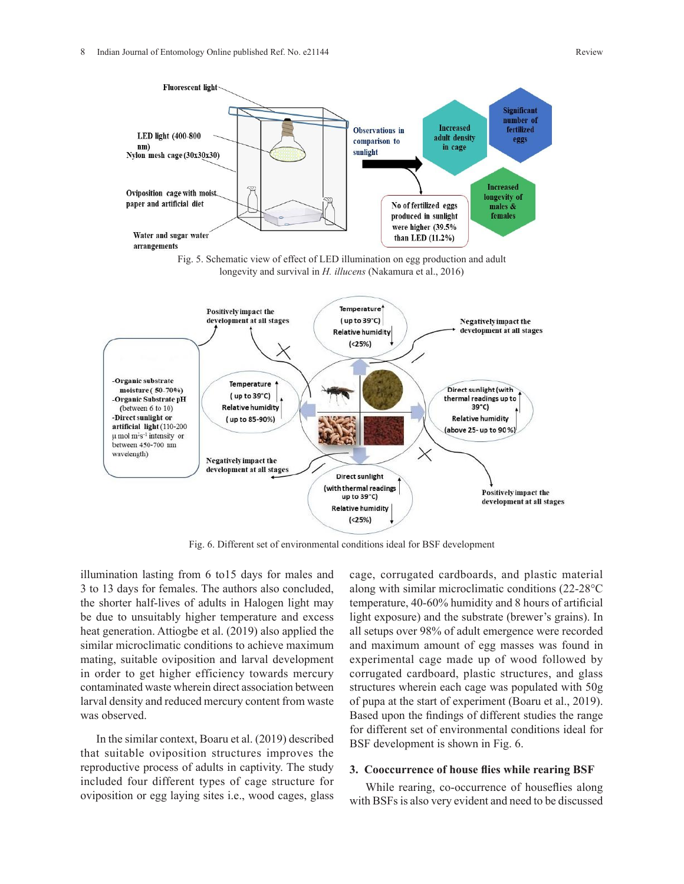Fluorescent light

LED light (400-800 nm)

Nylon mesh cage (30x30x30)

Oviposition cage with moist paper and artificial diet

Water and sugar water arrangements

Observations in comparison to sunlight

Increased adult density in cage

Significant number of fertilized eggs

Increased longevity of males & females

No of fertilized eggs produced in sunlight were higher (39.5% than LED (11.2%)

Fig. 5. Schematic view of effect of LED illumination on egg production and adult longevity and survival in *H. illucens* (Nakamura et al., 2016)

Positively impact the development at all stages

Temperature (up to 39°C) Relative humidity (<25%)

Negatively impact the development at all stages

-Organic substrate moisture (50-70%)
-Organic Substrate pH (between 6 to 10)
-Direct sunlight or artificial light (110-200 μ mol m$^{-2}$s$^{-1}$ intensity or between 450-700 nm wavelength)

Temperature (up to 39°C) Relative humidity (up to 85-90%)

Direct sunlight (with thermal readings up to 39°C) Relative humidity (above 25- up to 90 %)

Negatively impact the development at all stages

Direct sunlight (with thermal readings up to 39°C) Relative humidity (<25%)

Positively impact the development at all stages

Fig. 6. Different set of environmental conditions ideal for BSF development

illumination lasting from 6 to15 days for males and 3 to 13 days for females. The authors also concluded, the shorter half-lives of adults in Halogen light may be due to unsuitably higher temperature and excess heat generation. Attiogbe et al. (2019) also applied the similar microclimatic conditions to achieve maximum mating, suitable oviposition and larval development in order to get higher efficiency towards mercury contaminated waste wherein direct association between larval density and reduced mercury content from waste was observed.

In the similar context, Boaru et al. (2019) described that suitable oviposition structures improves the reproductive process of adults in captivity. The study included four different types of cage structure for oviposition or egg laying sites i.e., wood cages, glass cage, corrugated cardboards, and plastic material along with similar microclimatic conditions (22-28°C temperature, 40-60% humidity and 8 hours of artificial light exposure) and the substrate (brewer's grains). In all setups over 98% of adult emergence were recorded and maximum amount of egg masses was found in experimental cage made up of wood followed by corrugated cardboard, plastic structures, and glass structures wherein each cage was populated with 50g of pupa at the start of experiment (Boaru et al., 2019). Based upon the findings of different studies the range for different set of environmental conditions ideal for BSF development is shown in Fig. 6.

## 3. Cooccurrence of house flies while rearing BSF

While rearing, co-occurrence of houseflies along with BSFs is also very evident and need to be discussed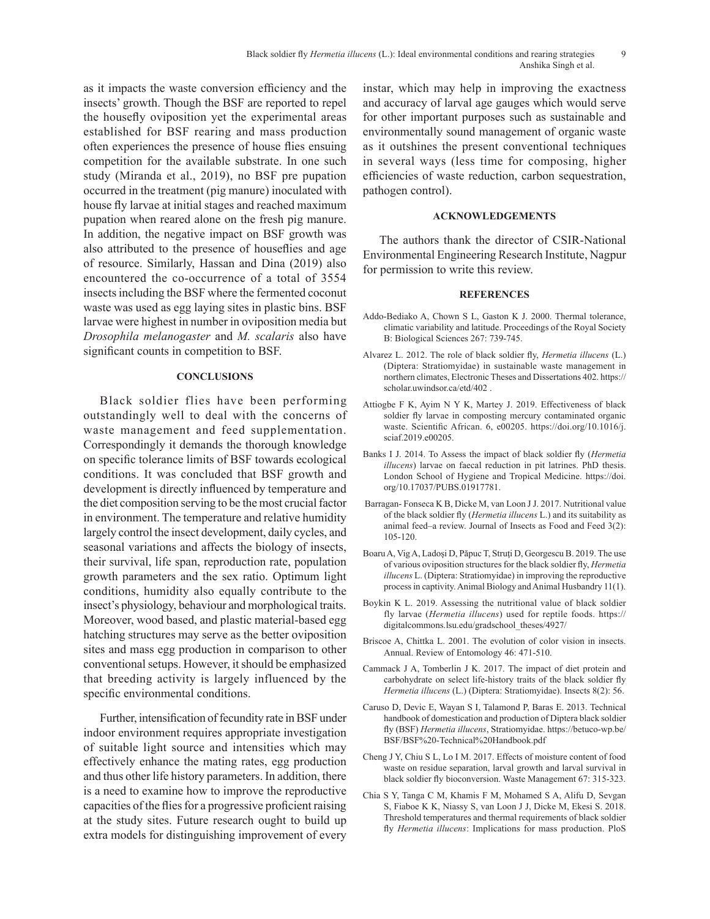as it impacts the waste conversion efficiency and the insects' growth. Though the BSF are reported to repel the housefly oviposition yet the experimental areas established for BSF rearing and mass production often experiences the presence of house flies ensuing competition for the available substrate. In one such study (Miranda et al., 2019), no BSF pre pupation occurred in the treatment (pig manure) inoculated with house fly larvae at initial stages and reached maximum pupation when reared alone on the fresh pig manure. In addition, the negative impact on BSF growth was also attributed to the presence of houseflies and age of resource. Similarly, Hassan and Dina (2019) also encountered the co-occurrence of a total of 3554 insects including the BSF where the fermented coconut waste was used as egg laying sites in plastic bins. BSF larvae were highest in number in oviposition media but *Drosophila melanogaster* and *M. scalaris* also have significant counts in competition to BSF.

## CONCLUSIONS

Black soldier flies have been performing outstandingly well to deal with the concerns of waste management and feed supplementation. Correspondingly it demands the thorough knowledge on specific tolerance limits of BSF towards ecological conditions. It was concluded that BSF growth and development is directly influenced by temperature and the diet composition serving to be the most crucial factor in environment. The temperature and relative humidity largely control the insect development, daily cycles, and seasonal variations and affects the biology of insects, their survival, life span, reproduction rate, population growth parameters and the sex ratio. Optimum light conditions, humidity also equally contribute to the insect's physiology, behaviour and morphological traits. Moreover, wood based, and plastic material-based egg hatching structures may serve as the better oviposition sites and mass egg production in comparison to other conventional setups. However, it should be emphasized that breeding activity is largely influenced by the specific environmental conditions.

Further, intensification of fecundity rate in BSF under indoor environment requires appropriate investigation of suitable light source and intensities which may effectively enhance the mating rates, egg production and thus other life history parameters. In addition, there is a need to examine how to improve the reproductive capacities of the flies for a progressive proficient raising at the study sites. Future research ought to build up extra models for distinguishing improvement of every instar, which may help in improving the exactness and accuracy of larval age gauges which would serve for other important purposes such as sustainable and environmentally sound management of organic waste as it outshines the present conventional techniques in several ways (less time for composing, higher efficiencies of waste reduction, carbon sequestration, pathogen control).

## ACKNOWLEDGEMENTS

The authors thank the director of CSIR-National Environmental Engineering Research Institute, Nagpur for permission to write this review.

## REFERENCES

Addo-Bediako A, Chown S L, Gaston K J. 2000. Thermal tolerance, climatic variability and latitude. Proceedings of the Royal Society B: Biological Sciences 267: 739-745.

Alvarez L. 2012. The role of black soldier fly, *Hermetia illucens* (L.) (Diptera: Stratiomyidae) in sustainable waste management in northern climates, Electronic Theses and Dissertations 402. https://scholar.uwindsor.ca/etd/402 .

Attiogbe F K, Ayim N Y K, Martey J. 2019. Effectiveness of black soldier fly larvae in composting mercury contaminated organic waste. Scientific African. 6, e00205. https://doi.org/10.1016/j.sciaf.2019.e00205.

Banks I J. 2014. To Assess the impact of black soldier fly (*Hermetia illucens*) larvae on faecal reduction in pit latrines. PhD thesis. London School of Hygiene and Tropical Medicine. https://doi.org/10.17037/PUBS.01917781.

Barragan- Fonseca K B, Dicke M, van Loon J J. 2017. Nutritional value of the black soldier fly (*Hermetia illucens* L.) and its suitability as animal feed–a review. Journal of Insects as Food and Feed 3(2): 105-120.

Boaru A, Vig A, Ladoşi D, Păpuc T, Struți D, Georgescu B. 2019. The use of various oviposition structures for the black soldier fly, *Hermetia illucens* L. (Diptera: Stratiomyidae) in improving the reproductive process in captivity. Animal Biology and Animal Husbandry 11(1).

Boykin K L. 2019. Assessing the nutritional value of black soldier fly larvae (*Hermetia illucens*) used for reptile foods. https://digitalcommons.lsu.edu/gradschool_theses/4927/

Briscoe A, Chittka L. 2001. The evolution of color vision in insects. Annual. Review of Entomology 46: 471-510.

Cammack J A, Tomberlin J K. 2017. The impact of diet protein and carbohydrate on select life-history traits of the black soldier fly *Hermetia illucens* (L.) (Diptera: Stratiomyidae). Insects 8(2): 56.

Caruso D, Devic E, Wayan S I, Talamond P, Baras E. 2013. Technical handbook of domestication and production of Diptera black soldier fly (BSF) *Hermetia illucens*, Stratiomyidae. https://betuco-wp.be/BSF/BSF%20-Technical%20Handbook.pdf

Cheng J Y, Chiu S L, Lo I M. 2017. Effects of moisture content of food waste on residue separation, larval growth and larval survival in black soldier fly bioconversion. Waste Management 67: 315-323.

Chia S Y, Tanga C M, Khamis F M, Mohamed S A, Alifu D, Sevgan S, Fiaboe K K, Niassy S, van Loon J J, Dicke M, Ekesi S. 2018. Threshold temperatures and thermal requirements of black soldier fly *Hermetia illucens*: Implications for mass production. PloS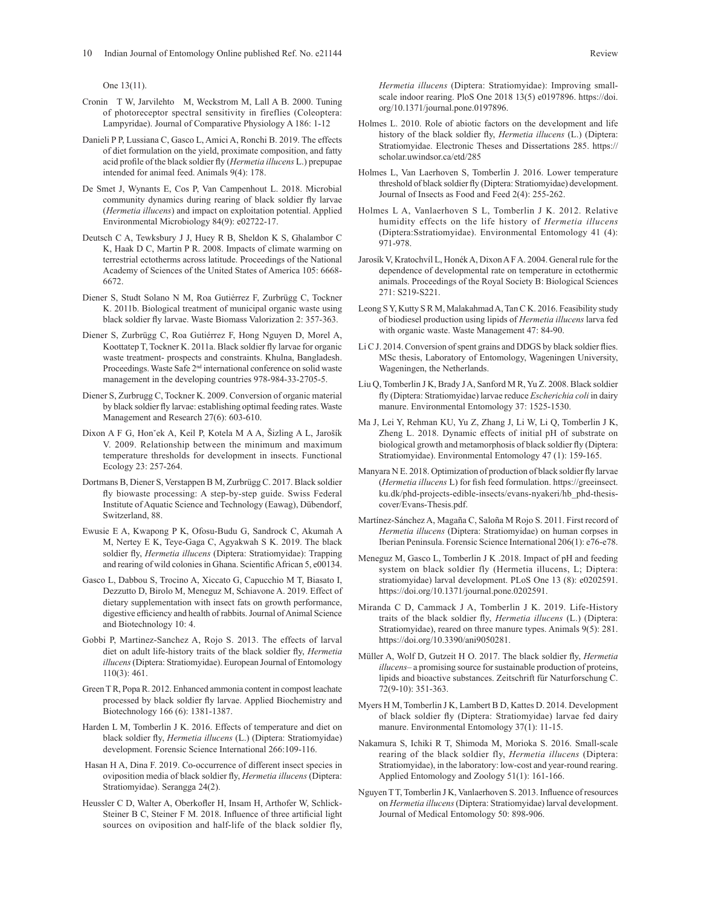One 13(11).

Cronin T W, Jarvilehto M, Weckstrom M, Lall A B. 2000. Tuning of photoreceptor spectral sensitivity in fireflies (Coleoptera: Lampyridae). Journal of Comparative Physiology A 186: 1-12

Danieli P P, Lussiana C, Gasco L, Amici A, Ronchi B. 2019. The effects of diet formulation on the yield, proximate composition, and fatty acid profile of the black soldier fly (*Hermetia illucens* L.) prepupae intended for animal feed. Animals 9(4): 178.

De Smet J, Wynants E, Cos P, Van Campenhout L. 2018. Microbial community dynamics during rearing of black soldier fly larvae (*Hermetia illucens*) and impact on exploitation potential. Applied Environmental Microbiology 84(9): e02722-17.

Deutsch C A, Tewksbury J J, Huey R B, Sheldon K S, Ghalambor C K, Haak D C, Martin P R. 2008. Impacts of climate warming on terrestrial ectotherms across latitude. Proceedings of the National Academy of Sciences of the United States of America 105: 6668-6672.

Diener S, Studt Solano N M, Roa Gutiérrez F, Zurbrügg C, Tockner K. 2011b. Biological treatment of municipal organic waste using black soldier fly larvae. Waste Biomass Valorization 2: 357-363.

Diener S, Zurbrügg C, Roa Gutiérrez F, Hong Nguyen D, Morel A, Koottatep T, Tockner K. 2011a. Black soldier fly larvae for organic waste treatment- prospects and constraints. Khulna, Bangladesh. Proceedings. Waste Safe 2nd international conference on solid waste management in the developing countries 978-984-33-2705-5.

Diener S, Zurbrugg C, Tockner K. 2009. Conversion of organic material by black soldier fly larvae: establishing optimal feeding rates. Waste Management and Research 27(6): 603-610.

Dixon A F G, Honˇek A, Keil P, Kotela M A A, Šizling A L, Jarošík V. 2009. Relationship between the minimum and maximum temperature thresholds for development in insects. Functional Ecology 23: 257-264.

Dortmans B, Diener S, Verstappen B M, Zurbrügg C. 2017. Black soldier fly biowaste processing: A step-by-step guide. Swiss Federal Institute of Aquatic Science and Technology (Eawag), Dübendorf, Switzerland, 88.

Ewusie E A, Kwapong P K, Ofosu-Budu G, Sandrock C, Akumah A M, Nertey E K, Teye-Gaga C, Agyakwah S K. 2019. The black soldier fly, *Hermetia illucens* (Diptera: Stratiomyidae): Trapping and rearing of wild colonies in Ghana. Scientific African 5, e00134.

Gasco L, Dabbou S, Trocino A, Xiccato G, Capucchio M T, Biasato I, Dezzutto D, Birolo M, Meneguz M, Schiavone A. 2019. Effect of dietary supplementation with insect fats on growth performance, digestive efficiency and health of rabbits. Journal of Animal Science and Biotechnology 10: 4.

Gobbi P, Martinez-Sanchez A, Rojo S. 2013. The effects of larval diet on adult life-history traits of the black soldier fly, *Hermetia illucens* (Diptera: Stratiomyidae). European Journal of Entomology 110(3): 461.

Green T R, Popa R. 2012. Enhanced ammonia content in compost leachate processed by black soldier fly larvae. Applied Biochemistry and Biotechnology 166 (6): 1381-1387.

Harden L M, Tomberlin J K. 2016. Effects of temperature and diet on black soldier fly, *Hermetia illucens* (L.) (Diptera: Stratiomyidae) development. Forensic Science International 266:109-116.

Hasan H A, Dina F. 2019. Co-occurrence of different insect species in oviposition media of black soldier fly, *Hermetia illucens* (Diptera: Stratiomyidae). Serangga 24(2).

Heussler C D, Walter A, Oberkofler H, Insam H, Arthofer W, Schlick-Steiner B C, Steiner F M. 2018. Influence of three artificial light sources on oviposition and half-life of the black soldier fly, *Hermetia illucens* (Diptera: Stratiomyidae): Improving small-scale indoor rearing. PloS One 2018 13(5) e0197896. https://doi.org/10.1371/journal.pone.0197896.

Holmes L. 2010. Role of abiotic factors on the development and life history of the black soldier fly, *Hermetia illucens* (L.) (Diptera: Stratiomyidae. Electronic Theses and Dissertations 285. https://scholar.uwindsor.ca/etd/285

Holmes L, Van Laerhoven S, Tomberlin J. 2016. Lower temperature threshold of black soldier fly (Diptera: Stratiomyidae) development. Journal of Insects as Food and Feed 2(4): 255-262.

Holmes L A, Vanlaerhoven S L, Tomberlin J K. 2012. Relative humidity effects on the life history of *Hermetia illucens* (Diptera:Sstratiomyidae). Environmental Entomology 41 (4): 971-978.

Jarosík V, Kratochvíl L, Honék A, Dixon A F A. 2004. General rule for the dependence of developmental rate on temperature in ectothermic animals. Proceedings of the Royal Society B: Biological Sciences 271: S219-S221.

Leong S Y, Kutty S R M, Malakahmad A, Tan C K. 2016. Feasibility study of biodiesel production using lipids of *Hermetia illucens* larva fed with organic waste. Waste Management 47: 84-90.

Li C J. 2014. Conversion of spent grains and DDGS by black soldier flies. MSc thesis, Laboratory of Entomology, Wageningen University, Wageningen, the Netherlands.

Liu Q, Tomberlin J K, Brady J A, Sanford M R, Yu Z. 2008. Black soldier fly (Diptera: Stratiomyidae) larvae reduce *Escherichia coli* in dairy manure. Environmental Entomology 37: 1525-1530.

Ma J, Lei Y, Rehman KU, Yu Z, Zhang J, Li W, Li Q, Tomberlin J K, Zheng L. 2018. Dynamic effects of initial pH of substrate on biological growth and metamorphosis of black soldier fly (Diptera: Stratiomyidae). Environmental Entomology 47 (1): 159-165.

Manyara N E. 2018. Optimization of production of black soldier fly larvae (*Hermetia illucens* L) for fish feed formulation. https://greeinsect.ku.dk/phd-projects-edible-insects/evans-nyakeri/hb_phd-thesis-cover/Evans-Thesis.pdf.

Martínez-Sánchez A, Magaña C, Saloña M Rojo S. 2011. First record of *Hermetia illucens* (Diptera: Stratiomyidae) on human corpses in Iberian Peninsula. Forensic Science International 206(1): e76-e78.

Meneguz M, Gasco L, Tomberlin J K .2018. Impact of pH and feeding system on black soldier fly (Hermetia illucens, L; Diptera: stratiomyidae) larval development. PLoS One 13 (8): e0202591. https://doi.org/10.1371/journal.pone.0202591.

Miranda C D, Cammack J A, Tomberlin J K. 2019. Life-History traits of the black soldier fly, *Hermetia illucens* (L.) (Diptera: Stratiomyidae), reared on three manure types. Animals 9(5): 281. https://doi.org/10.3390/ani9050281.

Müller A, Wolf D, Gutzeit H O. 2017. The black soldier fly, *Hermetia illucens*– a promising source for sustainable production of proteins, lipids and bioactive substances. Zeitschrift für Naturforschung C. 72(9-10): 351-363.

Myers H M, Tomberlin J K, Lambert B D, Kattes D. 2014. Development of black soldier fly (Diptera: Stratiomyidae) larvae fed dairy manure. Environmental Entomology 37(1): 11-15.

Nakamura S, Ichiki R T, Shimoda M, Morioka S. 2016. Small-scale rearing of the black soldier fly, *Hermetia illucens* (Diptera: Stratiomyidae), in the laboratory: low-cost and year-round rearing. Applied Entomology and Zoology 51(1): 161-166.

Nguyen T T, Tomberlin J K, Vanlaerhoven S. 2013. Influence of resources on *Hermetia illucens* (Diptera: Stratiomyidae) larval development. Journal of Medical Entomology 50: 898-906.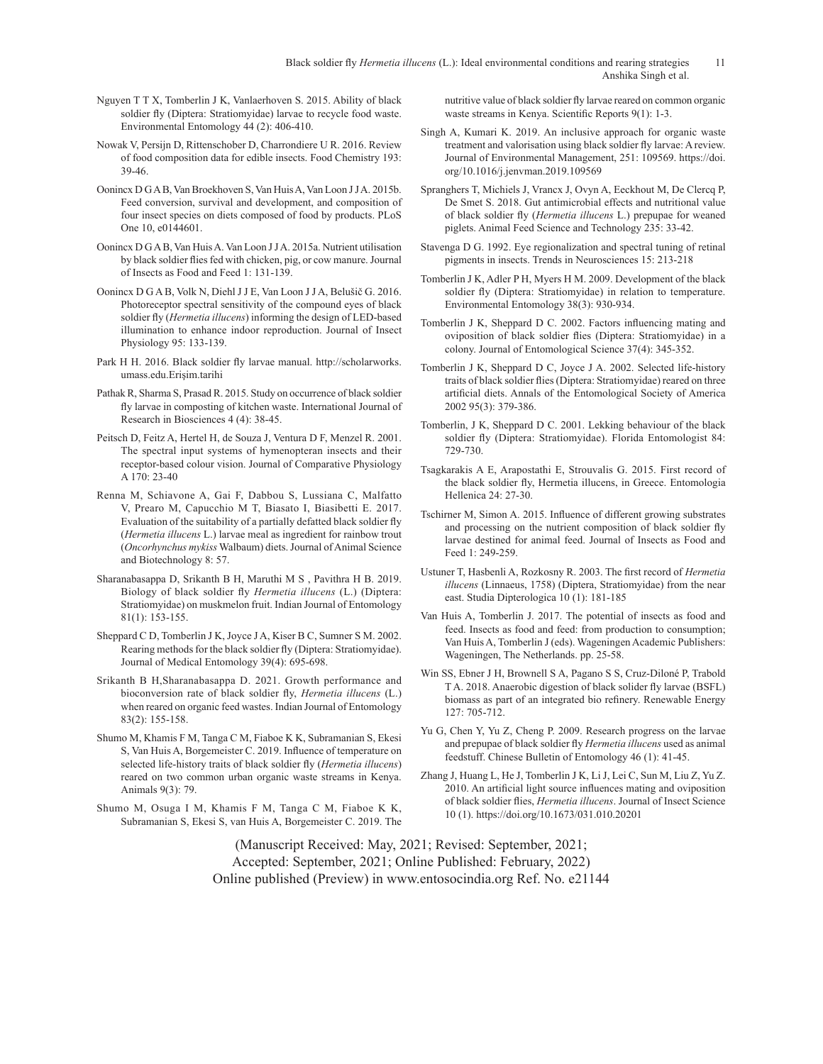Nguyen T T X, Tomberlin J K, Vanlaerhoven S. 2015. Ability of black soldier fly (Diptera: Stratiomyidae) larvae to recycle food waste. Environmental Entomology 44 (2): 406-410.

Nowak V, Persijn D, Rittenschober D, Charrondiere U R. 2016. Review of food composition data for edible insects. Food Chemistry 193: 39-46.

Oonincx D G A B, Van Broekhoven S, Van Huis A, Van Loon J J A. 2015b. Feed conversion, survival and development, and composition of four insect species on diets composed of food by products. PLoS One 10, e0144601.

Oonincx D G A B, Van Huis A. Van Loon J J A. 2015a. Nutrient utilisation by black soldier flies fed with chicken, pig, or cow manure. Journal of Insects as Food and Feed 1: 131-139.

Oonincx D G A B, Volk N, Diehl J J E, Van Loon J J A, Belušič G. 2016. Photoreceptor spectral sensitivity of the compound eyes of black soldier fly (*Hermetia illucens*) informing the design of LED-based illumination to enhance indoor reproduction. Journal of Insect Physiology 95: 133-139.

Park H H. 2016. Black soldier fly larvae manual. http://scholarworks.umass.edu.Erişim.tarihi

Pathak R, Sharma S, Prasad R. 2015. Study on occurrence of black soldier fly larvae in composting of kitchen waste. International Journal of Research in Biosciences 4 (4): 38-45.

Peitsch D, Feitz A, Hertel H, de Souza J, Ventura D F, Menzel R. 2001. The spectral input systems of hymenopteran insects and their receptor-based colour vision. Journal of Comparative Physiology A 170: 23-40

Renna M, Schiavone A, Gai F, Dabbou S, Lussiana C, Malfatto V, Prearo M, Capucchio M T, Biasato I, Biasibetti E. 2017. Evaluation of the suitability of a partially defatted black soldier fly (*Hermetia illucens* L.) larvae meal as ingredient for rainbow trout (*Oncorhynchus mykiss* Walbaum) diets. Journal of Animal Science and Biotechnology 8: 57.

Sharanabasappa D, Srikanth B H, Maruthi M S , Pavithra H B. 2019. Biology of black soldier fly *Hermetia illucens* (L.) (Diptera: Stratiomyidae) on muskmelon fruit. Indian Journal of Entomology 81(1): 153-155.

Sheppard C D, Tomberlin J K, Joyce J A, Kiser B C, Sumner S M. 2002. Rearing methods for the black soldier fly (Diptera: Stratiomyidae). Journal of Medical Entomology 39(4): 695-698.

Srikanth B H,Sharanabasappa D. 2021. Growth performance and bioconversion rate of black soldier fly, *Hermetia illucens* (L.) when reared on organic feed wastes. Indian Journal of Entomology 83(2): 155-158.

Shumo M, Khamis F M, Tanga C M, Fiaboe K K, Subramanian S, Ekesi S, Van Huis A, Borgemeister C. 2019. Influence of temperature on selected life-history traits of black soldier fly (*Hermetia illucens*) reared on two common urban organic waste streams in Kenya. Animals 9(3): 79.

Shumo M, Osuga I M, Khamis F M, Tanga C M, Fiaboe K K, Subramanian S, Ekesi S, van Huis A, Borgemeister C. 2019. The nutritive value of black soldier fly larvae reared on common organic waste streams in Kenya. Scientific Reports 9(1): 1-3.

Singh A, Kumari K. 2019. An inclusive approach for organic waste treatment and valorisation using black soldier fly larvae: A review. Journal of Environmental Management, 251: 109569. https://doi.org/10.1016/j.jenvman.2019.109569

Spranghers T, Michiels J, Vrancx J, Ovyn A, Eeckhout M, De Clercq P, De Smet S. 2018. Gut antimicrobial effects and nutritional value of black soldier fly (*Hermetia illucens* L.) prepupae for weaned piglets. Animal Feed Science and Technology 235: 33-42.

Stavenga D G. 1992. Eye regionalization and spectral tuning of retinal pigments in insects. Trends in Neurosciences 15: 213-218

Tomberlin J K, Adler P H, Myers H M. 2009. Development of the black soldier fly (Diptera: Stratiomyidae) in relation to temperature. Environmental Entomology 38(3): 930-934.

Tomberlin J K, Sheppard D C. 2002. Factors influencing mating and oviposition of black soldier flies (Diptera: Stratiomyidae) in a colony. Journal of Entomological Science 37(4): 345-352.

Tomberlin J K, Sheppard D C, Joyce J A. 2002. Selected life-history traits of black soldier flies (Diptera: Stratiomyidae) reared on three artificial diets. Annals of the Entomological Society of America 2002 95(3): 379-386.

Tomberlin, J K, Sheppard D C. 2001. Lekking behaviour of the black soldier fly (Diptera: Stratiomyidae). Florida Entomologist 84: 729-730.

Tsagkarakis A E, Arapostathi E, Strouvalis G. 2015. First record of the black soldier fly, Hermetia illucens, in Greece. Entomologia Hellenica 24: 27-30.

Tschirner M, Simon A. 2015. Influence of different growing substrates and processing on the nutrient composition of black soldier fly larvae destined for animal feed. Journal of Insects as Food and Feed 1: 249-259.

Ustuner T, Hasbenli A, Rozkosny R. 2003. The first record of *Hermetia illucens* (Linnaeus, 1758) (Diptera, Stratiomyidae) from the near east. Studia Dipterologica 10 (1): 181-185

Van Huis A, Tomberlin J. 2017. The potential of insects as food and feed. Insects as food and feed: from production to consumption; Van Huis A, Tomberlin J (eds). Wageningen Academic Publishers: Wageningen, The Netherlands. pp. 25-58.

Win SS, Ebner J H, Brownell S A, Pagano S S, Cruz-Diloné P, Trabold T A. 2018. Anaerobic digestion of black solider fly larvae (BSFL) biomass as part of an integrated bio refinery. Renewable Energy 127: 705-712.

Yu G, Chen Y, Yu Z, Cheng P. 2009. Research progress on the larvae and prepupae of black soldier fly *Hermetia illucens* used as animal feedstuff. Chinese Bulletin of Entomology 46 (1): 41-45.

Zhang J, Huang L, He J, Tomberlin J K, Li J, Lei C, Sun M, Liu Z, Yu Z. 2010. An artificial light source influences mating and oviposition of black soldier flies, *Hermetia illucens*. Journal of Insect Science 10 (1). https://doi.org/10.1673/031.010.20201

(Manuscript Received: May, 2021; Revised: September, 2021;
Accepted: September, 2021; Online Published: February, 2022)
Online published (Preview) in www.entosocindia.org Ref. No. e21144